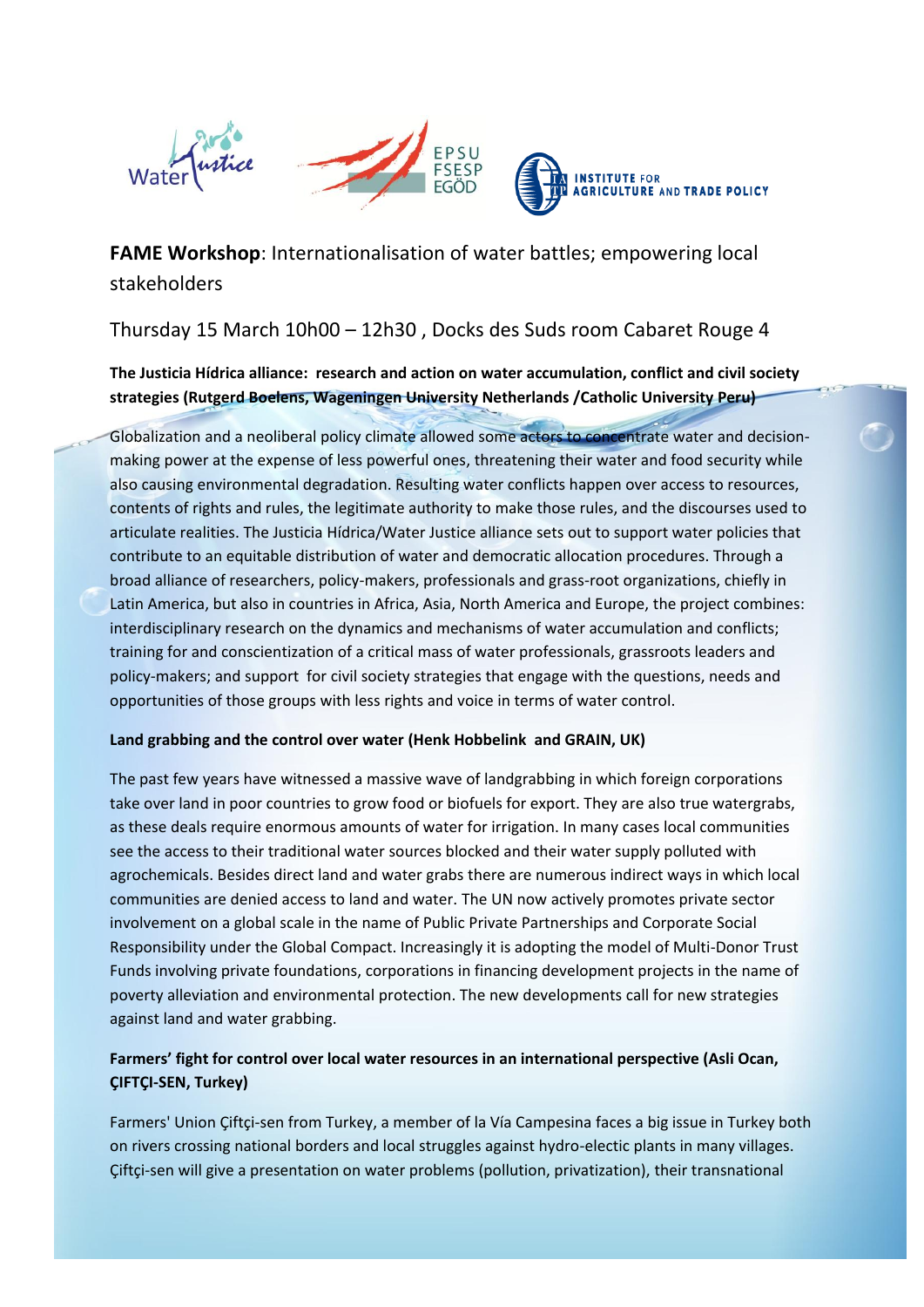Water Justice | EPSU FSESP EGÖD | INSTITUTE FOR AGRICULTURE AND TRADE POLICY

**FAME Workshop**: Internationalisation of water battles; empowering local stakeholders

Thursday 15 March 10h00 – 12h30 , Docks des Suds room Cabaret Rouge 4

**The Justicia Hídrica alliance: research and action on water accumulation, conflict and civil society strategies (Rutgerd Boelens, Wageningen University Netherlands /Catholic University Peru)**

Globalization and a neoliberal policy climate allowed some actors to concentrate water and decision-making power at the expense of less powerful ones, threatening their water and food security while also causing environmental degradation. Resulting water conflicts happen over access to resources, contents of rights and rules, the legitimate authority to make those rules, and the discourses used to articulate realities. The Justicia Hídrica/Water Justice alliance sets out to support water policies that contribute to an equitable distribution of water and democratic allocation procedures. Through a broad alliance of researchers, policy-makers, professionals and grass-root organizations, chiefly in Latin America, but also in countries in Africa, Asia, North America and Europe, the project combines: interdisciplinary research on the dynamics and mechanisms of water accumulation and conflicts; training for and conscientization of a critical mass of water professionals, grassroots leaders and policy-makers; and support for civil society strategies that engage with the questions, needs and opportunities of those groups with less rights and voice in terms of water control.

**Land grabbing and the control over water (Henk Hobbelink and GRAIN, UK)**

The past few years have witnessed a massive wave of landgrabbing in which foreign corporations take over land in poor countries to grow food or biofuels for export. They are also true watergrabs, as these deals require enormous amounts of water for irrigation. In many cases local communities see the access to their traditional water sources blocked and their water supply polluted with agrochemicals. Besides direct land and water grabs there are numerous indirect ways in which local communities are denied access to land and water. The UN now actively promotes private sector involvement on a global scale in the name of Public Private Partnerships and Corporate Social Responsibility under the Global Compact. Increasingly it is adopting the model of Multi-Donor Trust Funds involving private foundations, corporations in financing development projects in the name of poverty alleviation and environmental protection. The new developments call for new strategies against land and water grabbing.

**Farmers' fight for control over local water resources in an international perspective (Asli Ocan, ÇIFTÇI-SEN, Turkey)**

Farmers' Union Çiftçi-sen from Turkey, a member of la Vía Campesina faces a big issue in Turkey both on rivers crossing national borders and local struggles against hydro-electic plants in many villages. Çiftçi-sen will give a presentation on water problems (pollution, privatization), their transnational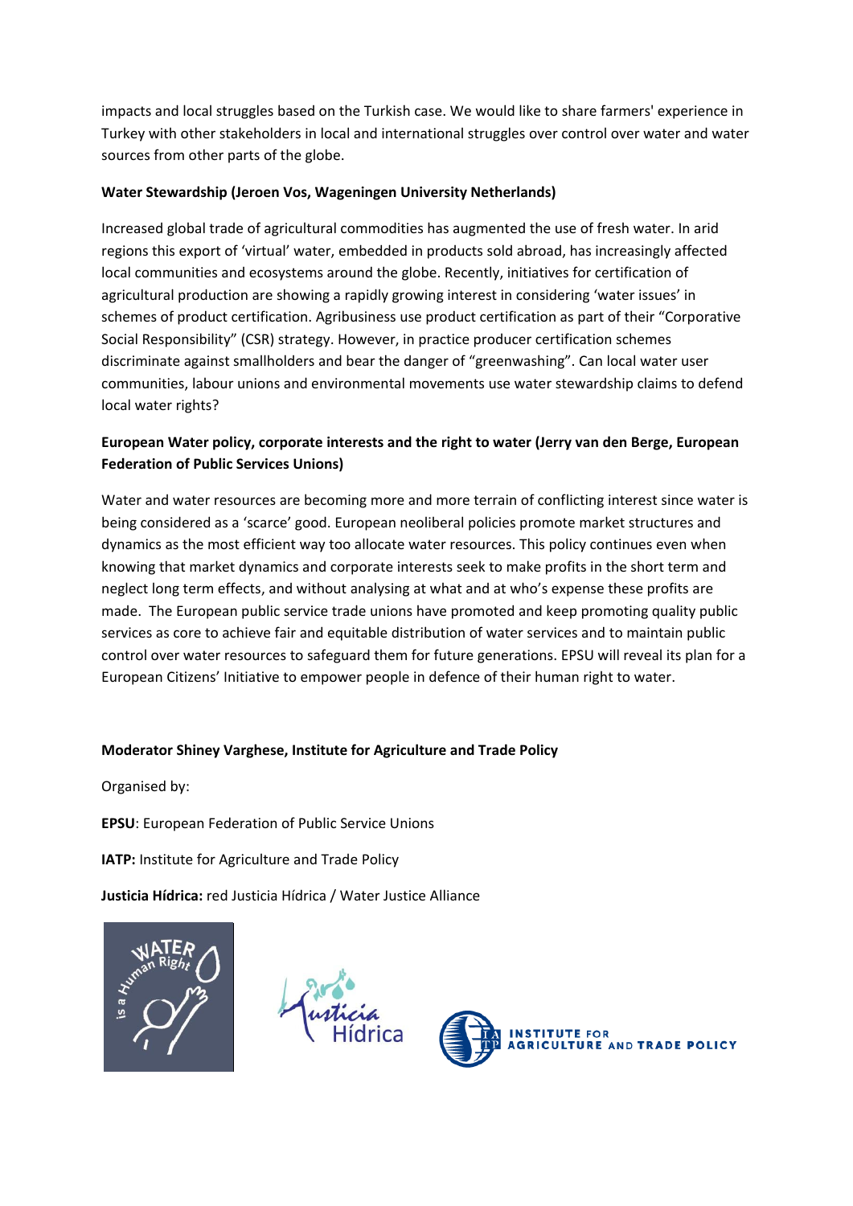impacts and local struggles based on the Turkish case. We would like to share farmers' experience in Turkey with other stakeholders in local and international struggles over control over water and water sources from other parts of the globe.

**Water Stewardship (Jeroen Vos, Wageningen University Netherlands)**

Increased global trade of agricultural commodities has augmented the use of fresh water. In arid regions this export of 'virtual' water, embedded in products sold abroad, has increasingly affected local communities and ecosystems around the globe. Recently, initiatives for certification of agricultural production are showing a rapidly growing interest in considering 'water issues' in schemes of product certification. Agribusiness use product certification as part of their "Corporative Social Responsibility" (CSR) strategy. However, in practice producer certification schemes discriminate against smallholders and bear the danger of "greenwashing". Can local water user communities, labour unions and environmental movements use water stewardship claims to defend local water rights?

**European Water policy, corporate interests and the right to water (Jerry van den Berge, European Federation of Public Services Unions)**

Water and water resources are becoming more and more terrain of conflicting interest since water is being considered as a 'scarce' good. European neoliberal policies promote market structures and dynamics as the most efficient way too allocate water resources. This policy continues even when knowing that market dynamics and corporate interests seek to make profits in the short term and neglect long term effects, and without analysing at what and at who's expense these profits are made. The European public service trade unions have promoted and keep promoting quality public services as core to achieve fair and equitable distribution of water services and to maintain public control over water resources to safeguard them for future generations. EPSU will reveal its plan for a European Citizens' Initiative to empower people in defence of their human right to water.

**Moderator Shiney Varghese, Institute for Agriculture and Trade Policy**

Organised by:

**EPSU**: European Federation of Public Service Unions

**IATP:** Institute for Agriculture and Trade Policy

**Justicia Hídrica:** red Justicia Hídrica / Water Justice Alliance